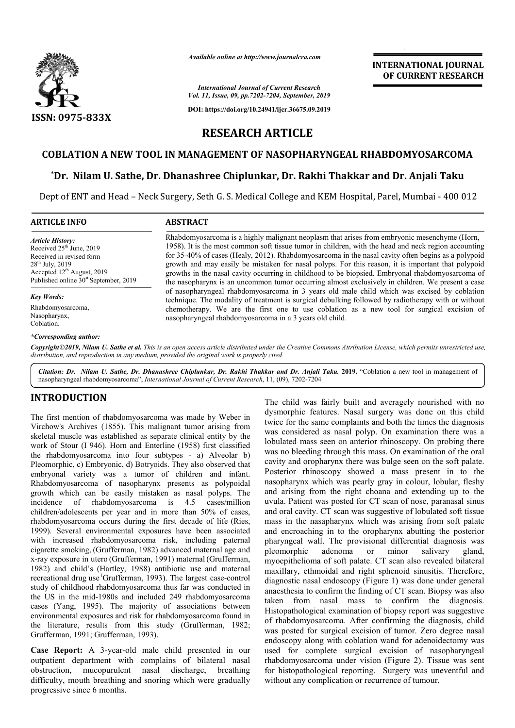*Available online at http://www.journalcra.com*

*International Journal of Current Research*
*Vol. 11, Issue, 09, pp.7202-7204, September, 2019*

**DOI: https://doi.org/10.24941/ijcr.36675.09.2019**

**INTERNATIONAL JOURNAL OF CURRENT RESEARCH**

**ISSN: 0975-833X**

# RESEARCH ARTICLE

## COBLATION A NEW TOOL IN MANAGEMENT OF NASOPHARYNGEAL RHABDOMYOSARCOMA

**\*Dr. Nilam U. Sathe, Dr. Dhanashree Chiplunkar, Dr. Rakhi Thakkar and Dr. Anjali Taku**

Dept of ENT and Head – Neck Surgery, Seth G. S. Medical College and KEM Hospital, Parel, Mumbai - 400 012

### ARTICLE INFO

*Article History:*
Received 25th June, 2019
Received in revised form
28th July, 2019
Accepted 12th August, 2019
Published online 30st September, 2019

*Key Words:*
Rhabdomyosarcoma,
Nasopharynx,
Coblation.

*\*Corresponding author:*

### ABSTRACT

Rhabdomyosarcoma is a highly malignant neoplasm that arises from embryonic mesenchyme (Horn, 1958). It is the most common soft tissue tumor in children, with the head and neck region accounting for 35-40% of cases (Healy, 2012). Rhabdomyosarcoma in the nasal cavity often begins as a polypoid growth and may easily be mistaken for nasal polyps. For this reason, it is important that polypoid growths in the nasal cavity occurring in childhood to be biopsied. Embryonal rhabdomyosarcoma of the nasopharynx is an uncommon tumor occurring almost exclusively in children. We present a case of nasopharyngeal rhabdomyosarcoma in 3 years old male child which was excised by coblation technique. The modality of treatment is surgical debulking followed by radiotherapy with or without chemotherapy. We are the first one to use coblation as a new tool for surgical excision of nasopharyngeal rhabdomyosarcoma in a 3 years old child.

*Copyright©2019, Nilam U. Sathe et al. This is an open access article distributed under the Creative Commons Attribution License, which permits unrestricted use, distribution, and reproduction in any medium, provided the original work is properly cited.*

*Citation: Dr. Nilam U. Sathe, Dr. Dhanashree Chiplunkar, Dr. Rakhi Thakkar and Dr. Anjali Taku.* **2019.** "Coblation a new tool in management of nasopharyngeal rhabdomyosarcoma", *International Journal of Current Research*, 11, (09), 7202-7204

## INTRODUCTION

The first mention of rhabdomyosarcoma was made by Weber in Virchow's Archives (1855). This malignant tumor arising from skeletal muscle was established as separate clinical entity by the work of Stour (I 946). Horn and Enterline (1958) first classified the rhabdomyosarcoma into four subtypes - a) Alveolar b) Pleomorphic, c) Embryonic, d) Botryoids. They also observed that embryonal variety was a tumor of children and infant. Rhabdomyosarcoma of nasopharynx presents as polypoidal growth which can be easily mistaken as nasal polyps. The incidence of rhabdomyosarcoma is 4.5 cases/million children/adolescents per year and in more than 50% of cases, rhabdomyosarcoma occurs during the first decade of life (Ries, 1999). Several environmental exposures have been associated with increased rhabdomyosarcoma risk, including paternal cigarette smoking, (Grufferman, 1982) advanced maternal age and x-ray exposure in utero (Grufferman, 1991) maternal (Grufferman, 1982) and child's (Hartley, 1988) antibiotic use and maternal recreational drug use (Grufferman, 1993). The largest case-control study of childhood rhabdomyosarcoma thus far was conducted in the US in the mid-1980s and included 249 rhabdomyosarcoma cases (Yang, 1995). The majority of associations between environmental exposures and risk for rhabdomyosarcoma found in the literature, results from this study (Grufferman, 1982; Grufferman, 1991; Grufferman, 1993).

**Case Report:** A 3-year-old male child presented in our outpatient department with complains of bilateral nasal obstruction, mucopurulent nasal discharge, breathing difficulty, mouth breathing and snoring which were gradually progressive since 6 months.

The child was fairly built and averagely nourished with no dysmorphic features. Nasal surgery was done on this child twice for the same complaints and both the times the diagnosis was considered as nasal polyp. On examination there was a lobulated mass seen on anterior rhinoscopy. On probing there was no bleeding through this mass. On examination of the oral cavity and oropharynx there was bulge seen on the soft palate. Posterior rhinoscopy showed a mass present in to the nasopharynx which was pearly gray in colour, lobular, fleshy and arising from the right choana and extending up to the uvula. Patient was posted for CT scan of nose, paranasal sinus and oral cavity. CT scan was suggestive of lobulated soft tissue mass in the nasapharynx which was arising from soft palate and encroaching in to the oropharynx abutting the posterior pharyngeal wall. The provisional differential diagnosis was pleomorphic adenoma or minor salivary gland, myoepithelioma of soft palate. CT scan also revealed bilateral maxillary, ethmoidal and right sphenoid sinusitis. Therefore, diagnostic nasal endoscopy (Figure 1) was done under general anaesthesia to confirm the finding of CT scan. Biopsy was also taken from nasal mass to confirm the diagnosis. Histopathological examination of biopsy report was suggestive of rhabdomyosarcoma. After confirming the diagnosis, child was posted for surgical excision of tumor. Zero degree nasal endoscopy along with coblation wand for adenoidectomy was used for complete surgical excision of nasopharyngeal rhabdomyosarcoma under vision (Figure 2). Tissue was sent for histopathological reporting. Surgery was uneventful and without any complication or recurrence of tumour.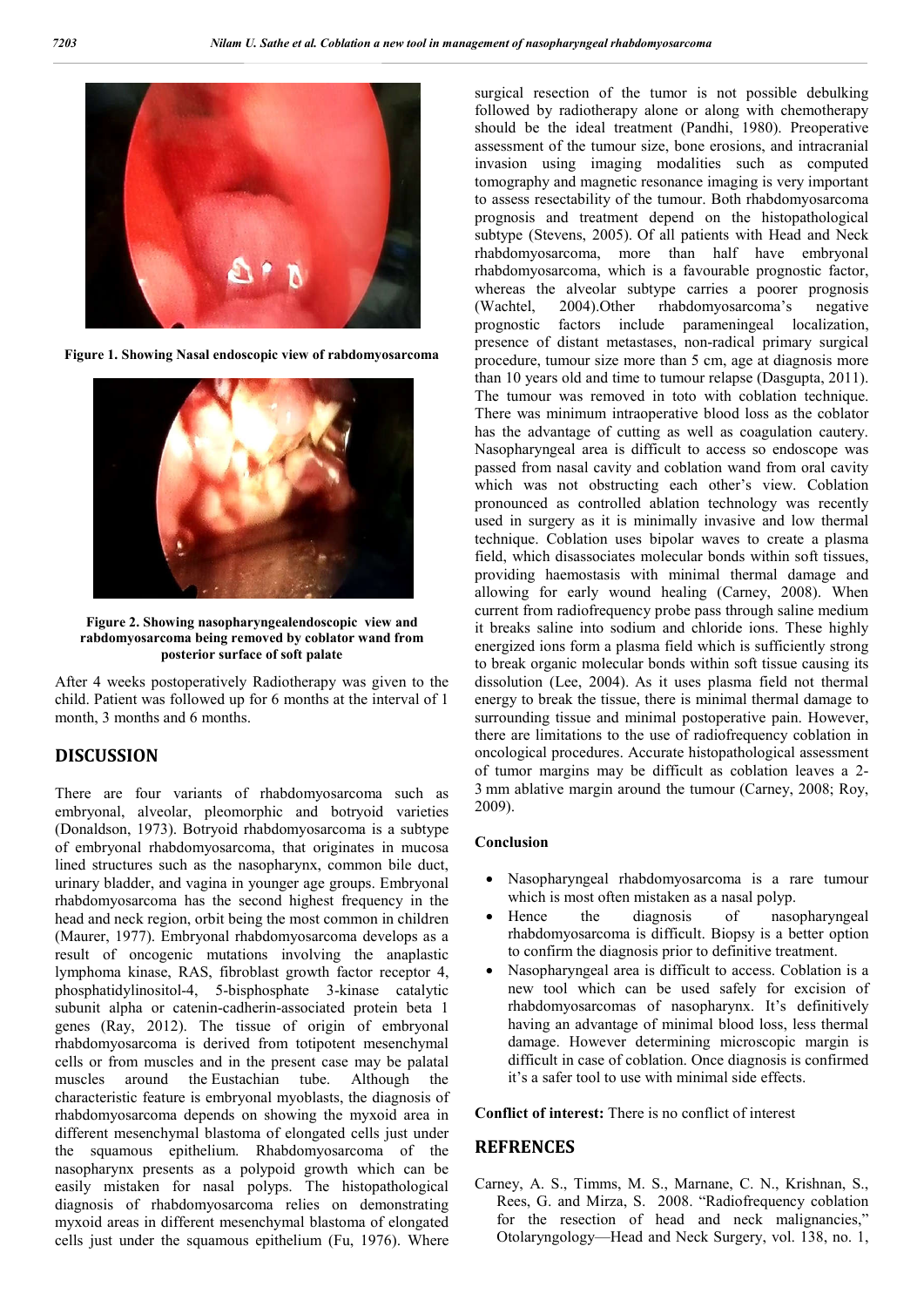Figure 1. Showing Nasal endoscopic view of rabdomyosarcoma

Figure 2. Showing nasopharyngealendoscopic view and rabdomyosarcoma being removed by coblator wand from posterior surface of soft palate

After 4 weeks postoperatively Radiotherapy was given to the child. Patient was followed up for 6 months at the interval of 1 month, 3 months and 6 months.

## DISCUSSION

There are four variants of rhabdomyosarcoma such as embryonal, alveolar, pleomorphic and botryoid varieties (Donaldson, 1973). Botryoid rhabdomyosarcoma is a subtype of embryonal rhabdomyosarcoma, that originates in mucosa lined structures such as the nasopharynx, common bile duct, urinary bladder, and vagina in younger age groups. Embryonal rhabdomyosarcoma has the second highest frequency in the head and neck region, orbit being the most common in children (Maurer, 1977). Embryonal rhabdomyosarcoma develops as a result of oncogenic mutations involving the anaplastic lymphoma kinase, RAS, fibroblast growth factor receptor 4, phosphatidylinositol-4, 5-bisphosphate 3-kinase catalytic subunit alpha or catenin-cadherin-associated protein beta 1 genes (Ray, 2012). The tissue of origin of embryonal rhabdomyosarcoma is derived from totipotent mesenchymal cells or from muscles and in the present case may be palatal muscles around the Eustachian tube. Although the characteristic feature is embryonal myoblasts, the diagnosis of rhabdomyosarcoma depends on showing the myxoid area in different mesenchymal blastoma of elongated cells just under the squamous epithelium. Rhabdomyosarcoma of the nasopharynx presents as a polypoid growth which can be easily mistaken for nasal polyps. The histopathological diagnosis of rhabdomyosarcoma relies on demonstrating myxoid areas in different mesenchymal blastoma of elongated cells just under the squamous epithelium (Fu, 1976). Where surgical resection of the tumor is not possible debulking followed by radiotherapy alone or along with chemotherapy should be the ideal treatment (Pandhi, 1980). Preoperative assessment of the tumour size, bone erosions, and intracranial invasion using imaging modalities such as computed tomography and magnetic resonance imaging is very important to assess resectability of the tumour. Both rhabdomyosarcoma prognosis and treatment depend on the histopathological subtype (Stevens, 2005). Of all patients with Head and Neck rhabdomyosarcoma, more than half have embryonal rhabdomyosarcoma, which is a favourable prognostic factor, whereas the alveolar subtype carries a poorer prognosis (Wachtel, 2004).Other rhabdomyosarcoma's negative prognostic factors include parameningeal localization, presence of distant metastases, non-radical primary surgical procedure, tumour size more than 5 cm, age at diagnosis more than 10 years old and time to tumour relapse (Dasgupta, 2011). The tumour was removed in toto with coblation technique. There was minimum intraoperative blood loss as the coblator has the advantage of cutting as well as coagulation cautery. Nasopharyngeal area is difficult to access so endoscope was passed from nasal cavity and coblation wand from oral cavity which was not obstructing each other's view. Coblation pronounced as controlled ablation technology was recently used in surgery as it is minimally invasive and low thermal technique. Coblation uses bipolar waves to create a plasma field, which disassociates molecular bonds within soft tissues, providing haemostasis with minimal thermal damage and allowing for early wound healing (Carney, 2008). When current from radiofrequency probe pass through saline medium it breaks saline into sodium and chloride ions. These highly energized ions form a plasma field which is sufficiently strong to break organic molecular bonds within soft tissue causing its dissolution (Lee, 2004). As it uses plasma field not thermal energy to break the tissue, there is minimal thermal damage to surrounding tissue and minimal postoperative pain. However, there are limitations to the use of radiofrequency coblation in oncological procedures. Accurate histopathological assessment of tumor margins may be difficult as coblation leaves a 2-3 mm ablative margin around the tumour (Carney, 2008; Roy, 2009).

### Conclusion

- Nasopharyngeal rhabdomyosarcoma is a rare tumour which is most often mistaken as a nasal polyp.
- Hence the diagnosis of nasopharyngeal rhabdomyosarcoma is difficult. Biopsy is a better option to confirm the diagnosis prior to definitive treatment.
- Nasopharyngeal area is difficult to access. Coblation is a new tool which can be used safely for excision of rhabdomyosarcomas of nasopharynx. It's definitively having an advantage of minimal blood loss, less thermal damage. However determining microscopic margin is difficult in case of coblation. Once diagnosis is confirmed it's a safer tool to use with minimal side effects.

**Conflict of interest:** There is no conflict of interest

## REFRENCES

Carney, A. S., Timms, M. S., Marnane, C. N., Krishnan, S., Rees, G. and Mirza, S. 2008. "Radiofrequency coblation for the resection of head and neck malignancies," Otolaryngology—Head and Neck Surgery, vol. 138, no. 1,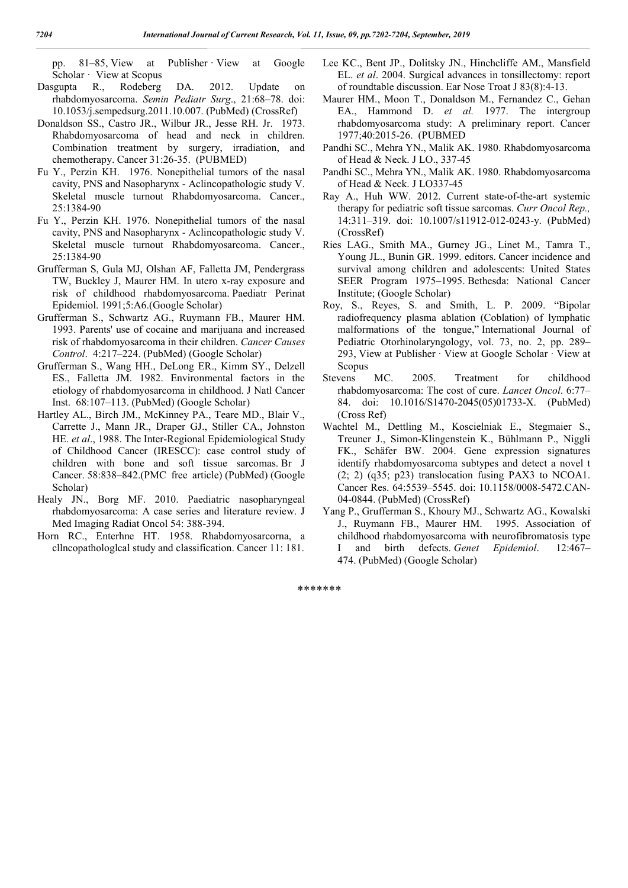pp. 81–85, View at Publisher · View at Google Scholar · View at Scopus

Dasgupta R., Rodeberg DA. 2012. Update on rhabdomyosarcoma. *Semin Pediatr Surg*., 21:68–78. doi: 10.1053/j.sempedsurg.2011.10.007. (PubMed) (CrossRef)

Donaldson SS., Castro JR., Wilbur JR., Jesse RH. Jr. 1973. Rhabdomyosarcoma of head and neck in children. Combination treatment by surgery, irradiation, and chemotherapy. Cancer 31:26-35. (PUBMED)

Fu Y., Perzin KH. 1976. Nonepithelial tumors of the nasal cavity, PNS and Nasopharynx - Aclincopathologic study V. Skeletal muscle turnout Rhabdomyosarcoma. Cancer., 25:1384-90

Fu Y., Perzin KH. 1976. Nonepithelial tumors of the nasal cavity, PNS and Nasopharynx - Aclincopathologic study V. Skeletal muscle turnout Rhabdomyosarcoma. Cancer., 25:1384-90

Grufferman S, Gula MJ, Olshan AF, Falletta JM, Pendergrass TW, Buckley J, Maurer HM. In utero x-ray exposure and risk of childhood rhabdomyosarcoma. Paediatr Perinat Epidemiol. 1991;5:A6.(Google Scholar)

Grufferman S., Schwartz AG., Ruymann FB., Maurer HM. 1993. Parents' use of cocaine and marijuana and increased risk of rhabdomyosarcoma in their children. *Cancer Causes Control*. 4:217–224. (PubMed) (Google Scholar)

Grufferman S., Wang HH., DeLong ER., Kimm SY., Delzell ES., Falletta JM. 1982. Environmental factors in the etiology of rhabdomyosarcoma in childhood. J Natl Cancer Inst. 68:107–113. (PubMed) (Google Scholar)

Hartley AL., Birch JM., McKinney PA., Teare MD., Blair V., Carrette J., Mann JR., Draper GJ., Stiller CA., Johnston HE. *et al*., 1988. The Inter-Regional Epidemiological Study of Childhood Cancer (IRESCC): case control study of children with bone and soft tissue sarcomas. Br J Cancer. 58:838–842.(PMC free article) (PubMed) (Google Scholar)

Healy JN., Borg MF. 2010. Paediatric nasopharyngeal rhabdomyosarcoma: A case series and literature review. J Med Imaging Radiat Oncol 54: 388-394.

Horn RC., Enterhne HT. 1958. Rhabdomyosarcorna, a cllncopathologlcal study and classification. Cancer 11: 181.

Lee KC., Bent JP., Dolitsky JN., Hinchcliffe AM., Mansfield EL. *et al*. 2004. Surgical advances in tonsillectomy: report of roundtable discussion. Ear Nose Troat J 83(8):4-13.

Maurer HM., Moon T., Donaldson M., Fernandez C., Gehan EA., Hammond D. *et al.* 1977. The intergroup rhabdomyosarcoma study: A preliminary report. Cancer 1977;40:2015-26. (PUBMED

Pandhi SC., Mehra YN., Malik AK. 1980. Rhabdomyosarcoma of Head & Neck. J LO., 337-45

Pandhi SC., Mehra YN., Malik AK. 1980. Rhabdomyosarcoma of Head & Neck. J LO337-45

Ray A., Huh WW. 2012. Current state-of-the-art systemic therapy for pediatric soft tissue sarcomas. *Curr Oncol Rep.,* 14:311–319. doi: 10.1007/s11912-012-0243-y. (PubMed) (CrossRef)

Ries LAG., Smith MA., Gurney JG., Linet M., Tamra T., Young JL., Bunin GR. 1999. editors. Cancer incidence and survival among children and adolescents: United States SEER Program 1975–1995. Bethesda: National Cancer Institute; (Google Scholar)

Roy, S., Reyes, S. and Smith, L. P. 2009. "Bipolar radiofrequency plasma ablation (Coblation) of lymphatic malformations of the tongue," International Journal of Pediatric Otorhinolaryngology, vol. 73, no. 2, pp. 289–293, View at Publisher · View at Google Scholar · View at Scopus

Stevens MC. 2005. Treatment for childhood rhabdomyosarcoma: The cost of cure. *Lancet Oncol*. 6:77–84. doi: 10.1016/S1470-2045(05)01733-X. (PubMed) (Cross Ref)

Wachtel M., Dettling M., Koscielniak E., Stegmaier S., Treuner J., Simon-Klingenstein K., Bühlmann P., Niggli FK., Schäfer BW. 2004. Gene expression signatures identify rhabdomyosarcoma subtypes and detect a novel t (2; 2) (q35; p23) translocation fusing PAX3 to NCOA1. Cancer Res. 64:5539–5545. doi: 10.1158/0008-5472.CAN-04-0844. (PubMed) (CrossRef)

Yang P., Grufferman S., Khoury MJ., Schwartz AG., Kowalski J., Ruymann FB., Maurer HM. 1995. Association of childhood rhabdomyosarcoma with neurofibromatosis type I and birth defects. *Genet Epidemiol*. 12:467–474. (PubMed) (Google Scholar)

*******